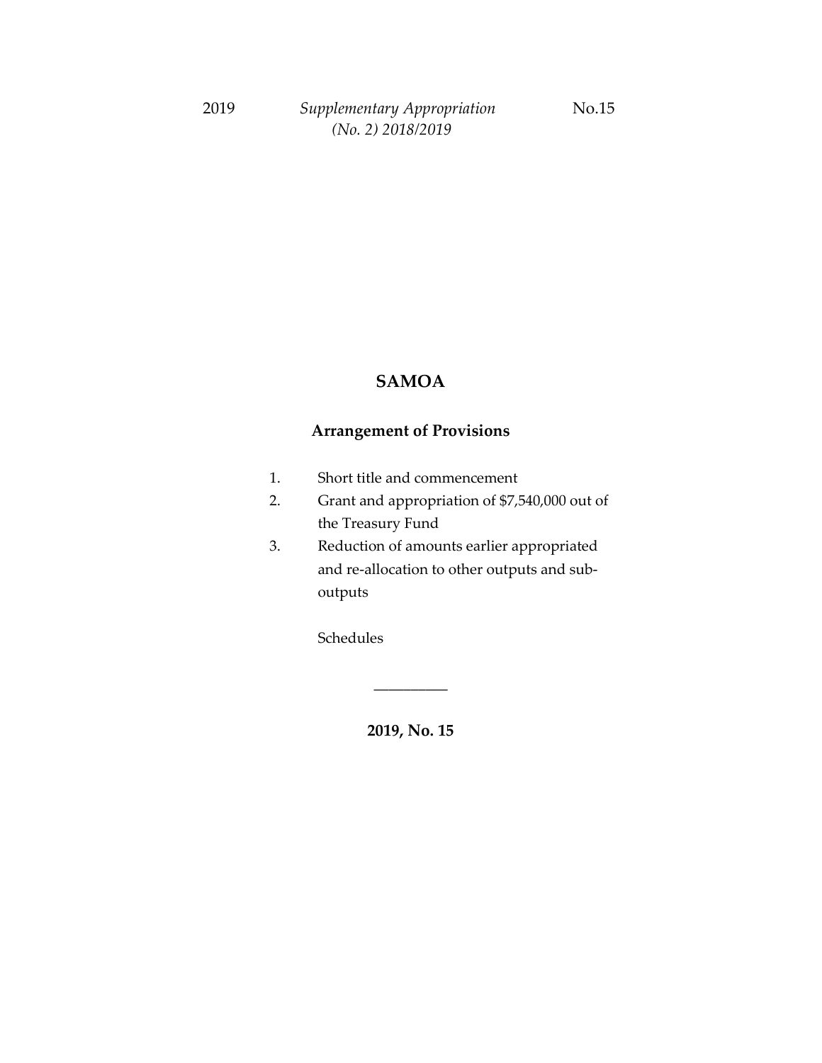2019 *Supplementary Appropriation (No. 2) 2018/2019* No.15

# SAMOA

## Arrangement of Provisions

1. Short title and commencement
2. Grant and appropriation of $7,540,000 out of the Treasury Fund
3. Reduction of amounts earlier appropriated and re-allocation to other outputs and sub-outputs

Schedules

---

**2019, No. 15**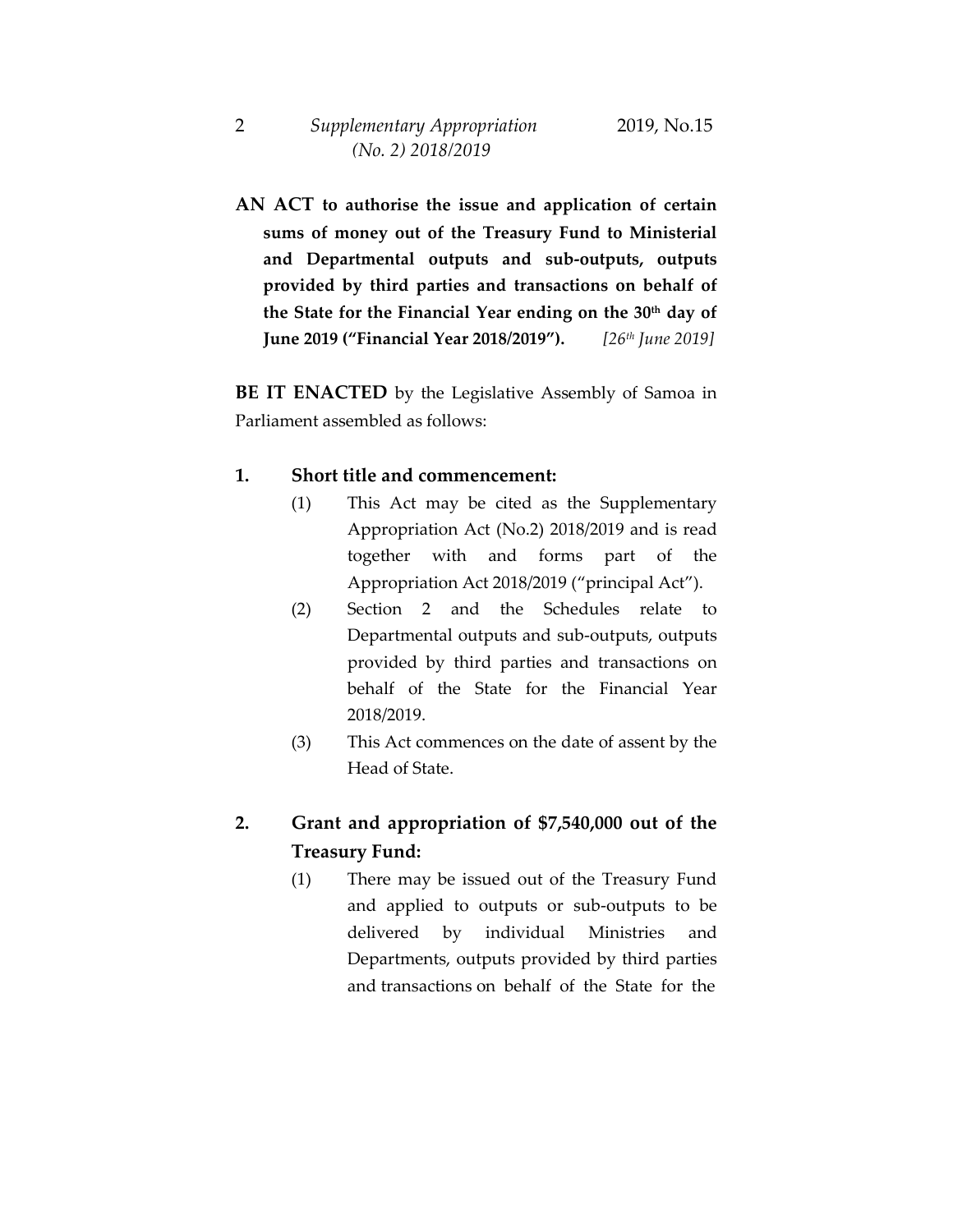**AN ACT to authorise the issue and application of certain sums of money out of the Treasury Fund to Ministerial and Departmental outputs and sub-outputs, outputs provided by third parties and transactions on behalf of the State for the Financial Year ending on the 30th day of June 2019 ("Financial Year 2018/2019").** *[26th June 2019]*

**BE IT ENACTED** by the Legislative Assembly of Samoa in Parliament assembled as follows:

**1. Short title and commencement:**

(1) This Act may be cited as the Supplementary Appropriation Act (No.2) 2018/2019 and is read together with and forms part of the Appropriation Act 2018/2019 ("principal Act").

(2) Section 2 and the Schedules relate to Departmental outputs and sub-outputs, outputs provided by third parties and transactions on behalf of the State for the Financial Year 2018/2019.

(3) This Act commences on the date of assent by the Head of State.

**2. Grant and appropriation of $7,540,000 out of the Treasury Fund:**

(1) There may be issued out of the Treasury Fund and applied to outputs or sub-outputs to be delivered by individual Ministries and Departments, outputs provided by third parties and transactions on behalf of the State for the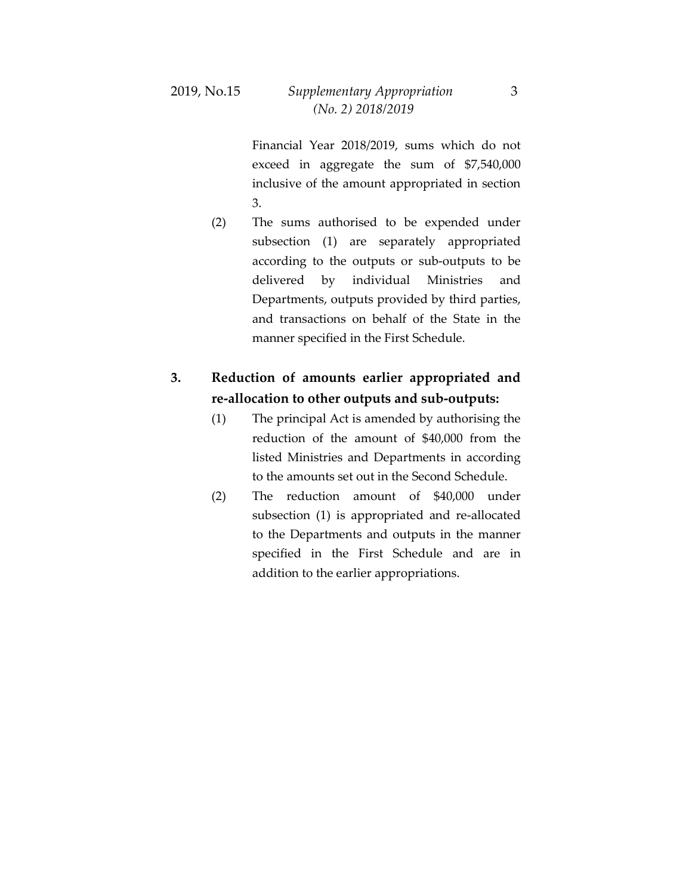Financial Year 2018/2019, sums which do not exceed in aggregate the sum of $7,540,000 inclusive of the amount appropriated in section 3.

(2) The sums authorised to be expended under subsection (1) are separately appropriated according to the outputs or sub-outputs to be delivered by individual Ministries and Departments, outputs provided by third parties, and transactions on behalf of the State in the manner specified in the First Schedule.

## 3. Reduction of amounts earlier appropriated and re-allocation to other outputs and sub-outputs:

(1) The principal Act is amended by authorising the reduction of the amount of $40,000 from the listed Ministries and Departments in according to the amounts set out in the Second Schedule.

(2) The reduction amount of $40,000 under subsection (1) is appropriated and re-allocated to the Departments and outputs in the manner specified in the First Schedule and are in addition to the earlier appropriations.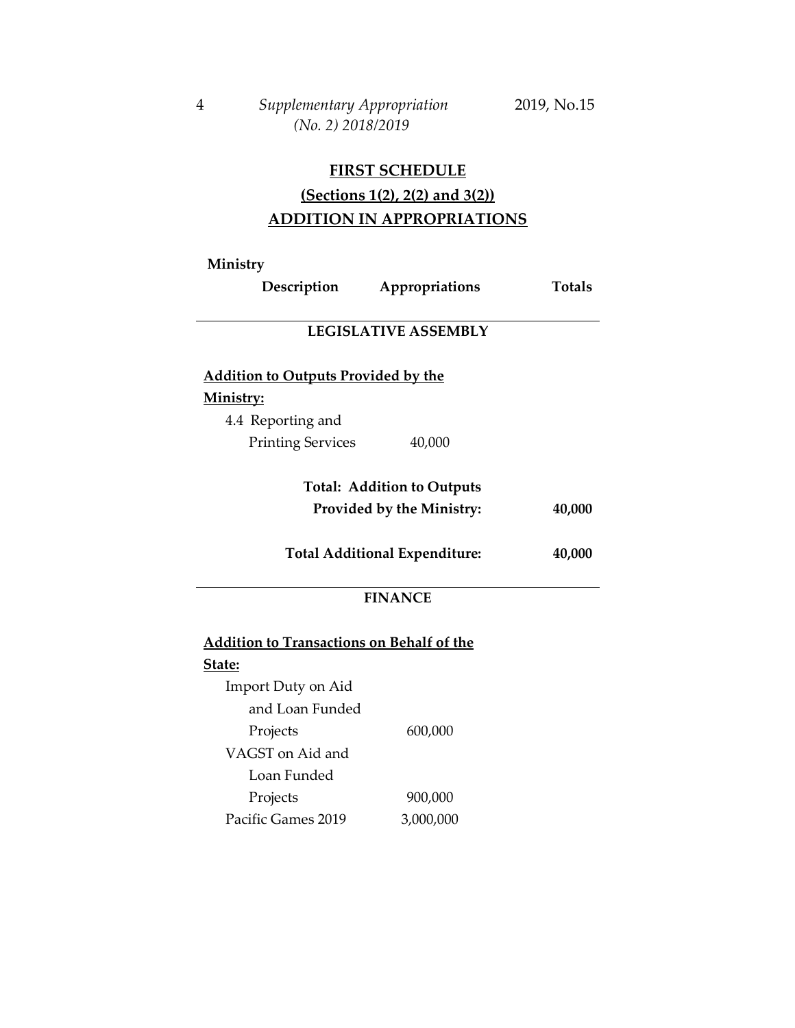**FIRST SCHEDULE**

**(Sections 1(2), 2(2) and 3(2))**

**ADDITION IN APPROPRIATIONS**

| Ministry Description | Appropriations | Totals |
|---|---|---|
| **LEGISLATIVE ASSEMBLY** | | |
| **Addition to Outputs Provided by the Ministry:** | | |
| 4.4 Reporting and Printing Services | 40,000 | |
| **Total: Addition to Outputs Provided by the Ministry:** | | **40,000** |
| **Total Additional Expenditure:** | | **40,000** |
| **FINANCE** | | |
| **Addition to Transactions on Behalf of the State:** | | |
| Import Duty on Aid and Loan Funded Projects | 600,000 | |
| VAGST on Aid and Loan Funded Projects | 900,000 | |
| Pacific Games 2019 | 3,000,000 | |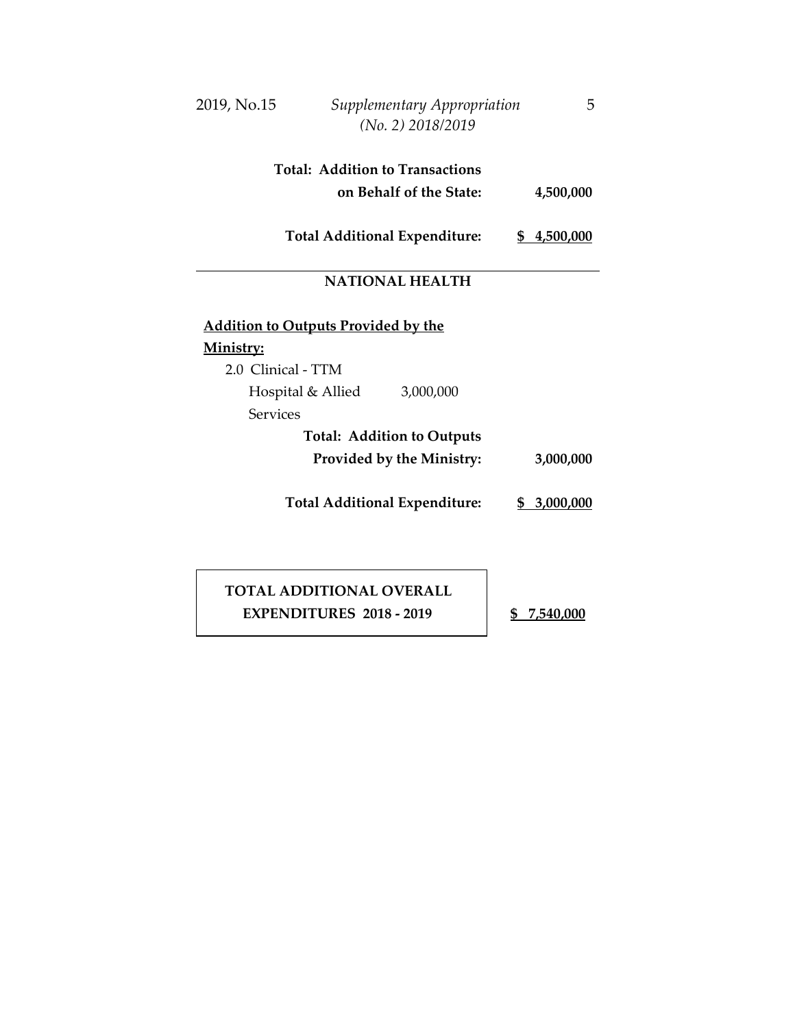| | |
|---|---|
| **Total: Addition to Transactions on Behalf of the State:** | **4,500,000** |
| **Total Additional Expenditure:** | **$ 4,500,000** |

---

## NATIONAL HEALTH

**Addition to Outputs Provided by the Ministry:**

| | | |
|---|---|---|
| 2.0 Clinical - TTM Hospital & Allied Services | 3,000,000 | |
| **Total: Addition to Outputs Provided by the Ministry:** | | **3,000,000** |
| **Total Additional Expenditure:** | | **$ 3,000,000** |

| | |
|---|---|
| **TOTAL ADDITIONAL OVERALL EXPENDITURES 2018 - 2019** | **$ 7,540,000** |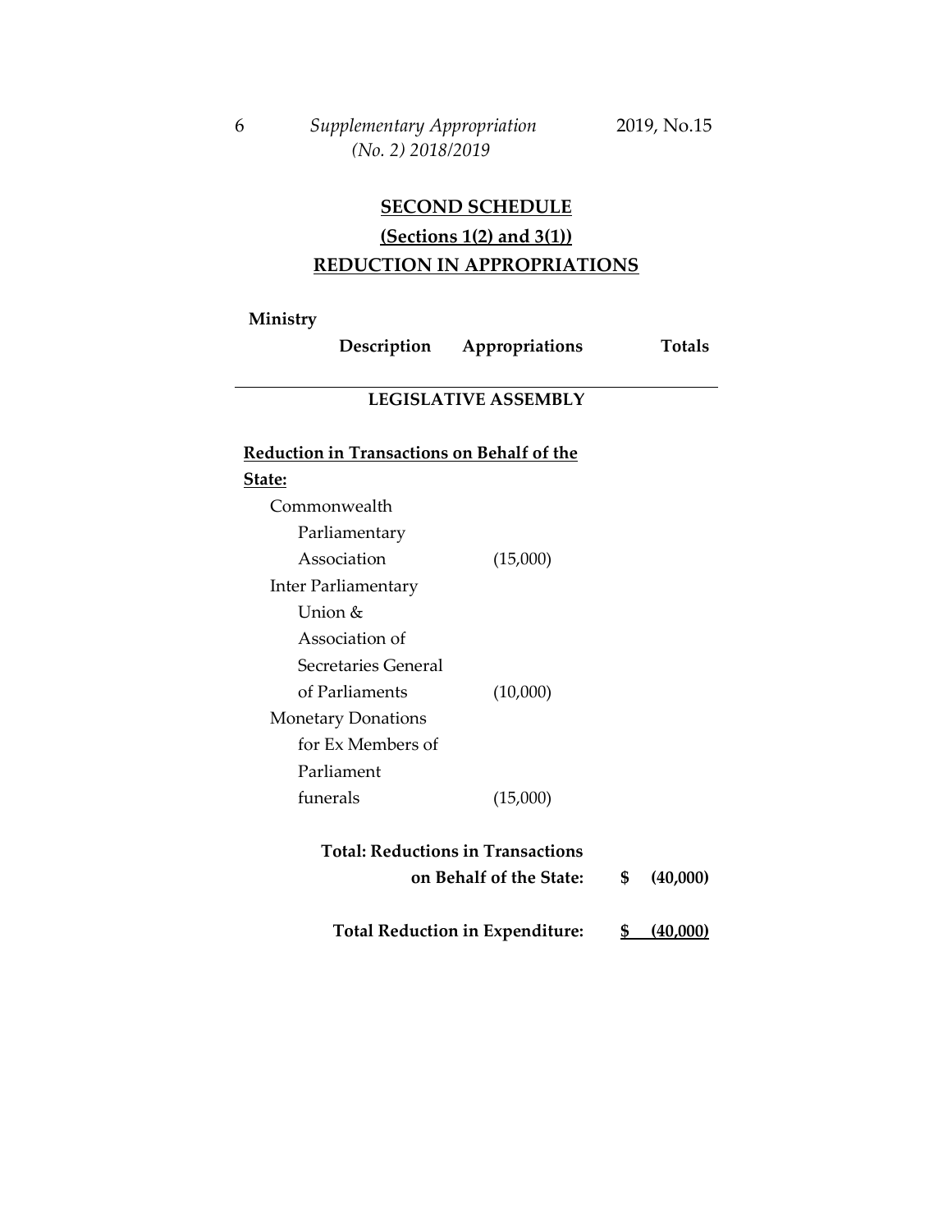## SECOND SCHEDULE

**(Sections 1(2) and 3(1))**

**REDUCTION IN APPROPRIATIONS**

| Ministry Description | Appropriations | Totals |
|---|---|---|
| **LEGISLATIVE ASSEMBLY** | | |
| **Reduction in Transactions on Behalf of the State:** | | |
| Commonwealth Parliamentary Association | (15,000) | |
| Inter Parliamentary Union & Association of Secretaries General of Parliaments | (10,000) | |
| Monetary Donations for Ex Members of Parliament funerals | (15,000) | |
| **Total: Reductions in Transactions on Behalf of the State:** | | **$ (40,000)** |
| **Total Reduction in Expenditure:** | | **$ (40,000)** |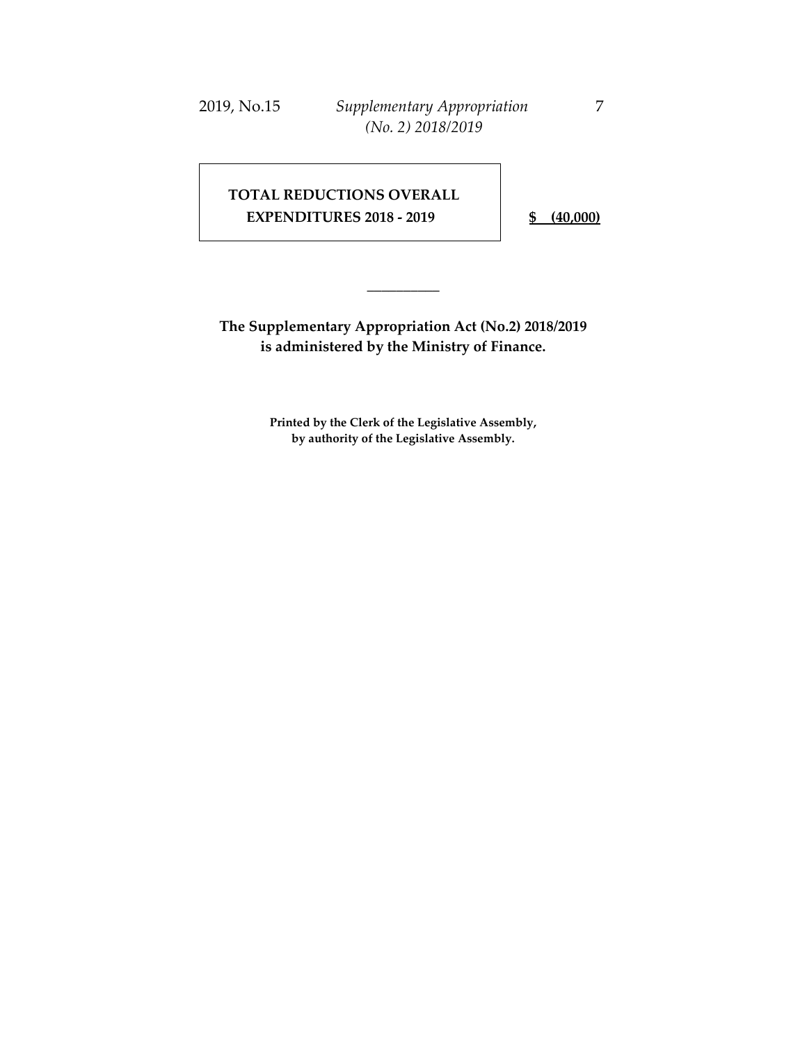| | |
|---|---|
| **TOTAL REDUCTIONS OVERALL EXPENDITURES 2018 - 2019** | **$ (40,000)** |

---

**The Supplementary Appropriation Act (No.2) 2018/2019 is administered by the Ministry of Finance.**

**Printed by the Clerk of the Legislative Assembly, by authority of the Legislative Assembly.**